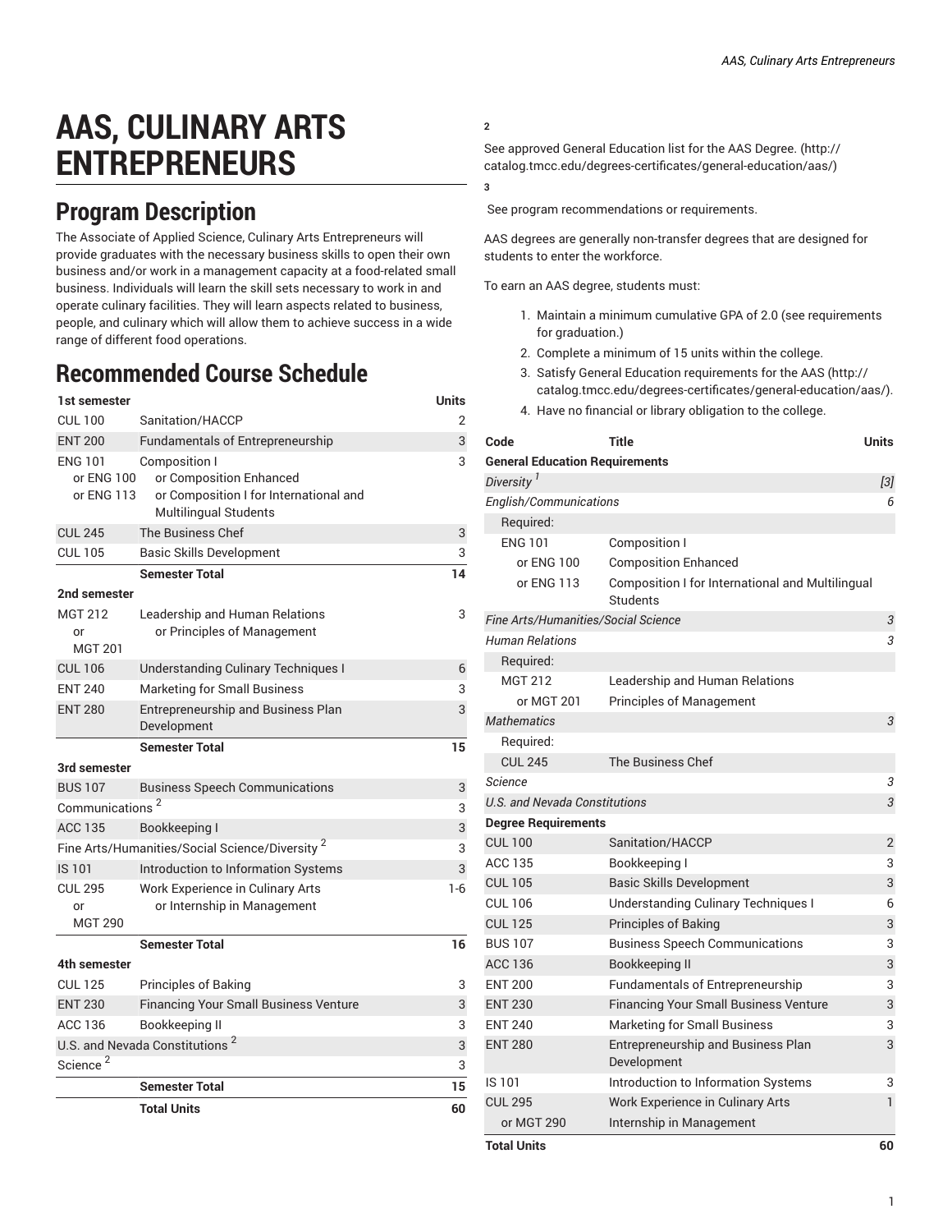# AAS, CULINARY ARTS ENTREPRENEURS

## Program Description

The Associate of Applied Science, Culinary Arts Entrepreneurs will provide graduates with the necessary business skills to open their own business and/or work in a management capacity at a food-related small business. Individuals will learn the skill sets necessary to work in and operate culinary facilities. They will learn aspects related to business, people, and culinary which will allow them to achieve success in a wide range of different food operations.

## Recommended Course Schedule

| 1st semester | | Units |
|---|---|---|
| CUL 100 | Sanitation/HACCP | 2 |
| ENT 200 | Fundamentals of Entrepreneurship | 3 |
| ENG 101 or ENG 100 or ENG 113 | Composition I or Composition Enhanced or Composition I for International and Multilingual Students | 3 |
| CUL 245 | The Business Chef | 3 |
| CUL 105 | Basic Skills Development | 3 |
| | **Semester Total** | **14** |
| **2nd semester** | | |
| MGT 212 or MGT 201 | Leadership and Human Relations or Principles of Management | 3 |
| CUL 106 | Understanding Culinary Techniques I | 6 |
| ENT 240 | Marketing for Small Business | 3 |
| ENT 280 | Entrepreneurship and Business Plan Development | 3 |
| | **Semester Total** | **15** |
| **3rd semester** | | |
| BUS 107 | Business Speech Communications | 3 |
| Communications [2] | | 3 |
| ACC 135 | Bookkeeping I | 3 |
| Fine Arts/Humanities/Social Science/Diversity [2] | | 3 |
| IS 101 | Introduction to Information Systems | 3 |
| CUL 295 or MGT 290 | Work Experience in Culinary Arts or Internship in Management | 1-6 |
| | **Semester Total** | **16** |
| **4th semester** | | |
| CUL 125 | Principles of Baking | 3 |
| ENT 230 | Financing Your Small Business Venture | 3 |
| ACC 136 | Bookkeeping II | 3 |
| U.S. and Nevada Constitutions [2] | | 3 |
| Science [2] | | 3 |
| | **Semester Total** | **15** |
| | **Total Units** | **60** |

**2**

See approved General Education list for the AAS Degree. (http://catalog.tmcc.edu/degrees-certificates/general-education/aas/)

**3**

See program recommendations or requirements.

AAS degrees are generally non-transfer degrees that are designed for students to enter the workforce.

To earn an AAS degree, students must:

1. Maintain a minimum cumulative GPA of 2.0 (see requirements for graduation.)
2. Complete a minimum of 15 units within the college.
3. Satisfy General Education requirements for the AAS (http://catalog.tmcc.edu/degrees-certificates/general-education/aas/).
4. Have no financial or library obligation to the college.

| Code | Title | Units |
|---|---|---|
| **General Education Requirements** | | |
| *Diversity [1]* | | *[3]* |
| *English/Communications* | | *6* |
| Required: | | |
| ENG 101 | Composition I | |
| or ENG 100 | Composition Enhanced | |
| or ENG 113 | Composition I for International and Multilingual Students | |
| *Fine Arts/Humanities/Social Science* | | *3* |
| *Human Relations* | | *3* |
| Required: | | |
| MGT 212 | Leadership and Human Relations | |
| or MGT 201 | Principles of Management | |
| *Mathematics* | | *3* |
| Required: | | |
| CUL 245 | The Business Chef | |
| *Science* | | *3* |
| *U.S. and Nevada Constitutions* | | *3* |
| **Degree Requirements** | | |
| CUL 100 | Sanitation/HACCP | 2 |
| ACC 135 | Bookkeeping I | 3 |
| CUL 105 | Basic Skills Development | 3 |
| CUL 106 | Understanding Culinary Techniques I | 6 |
| CUL 125 | Principles of Baking | 3 |
| BUS 107 | Business Speech Communications | 3 |
| ACC 136 | Bookkeeping II | 3 |
| ENT 200 | Fundamentals of Entrepreneurship | 3 |
| ENT 230 | Financing Your Small Business Venture | 3 |
| ENT 240 | Marketing for Small Business | 3 |
| ENT 280 | Entrepreneurship and Business Plan Development | 3 |
| IS 101 | Introduction to Information Systems | 3 |
| CUL 295 | Work Experience in Culinary Arts | 1 |
| or MGT 290 | Internship in Management | |
| **Total Units** | | **60** |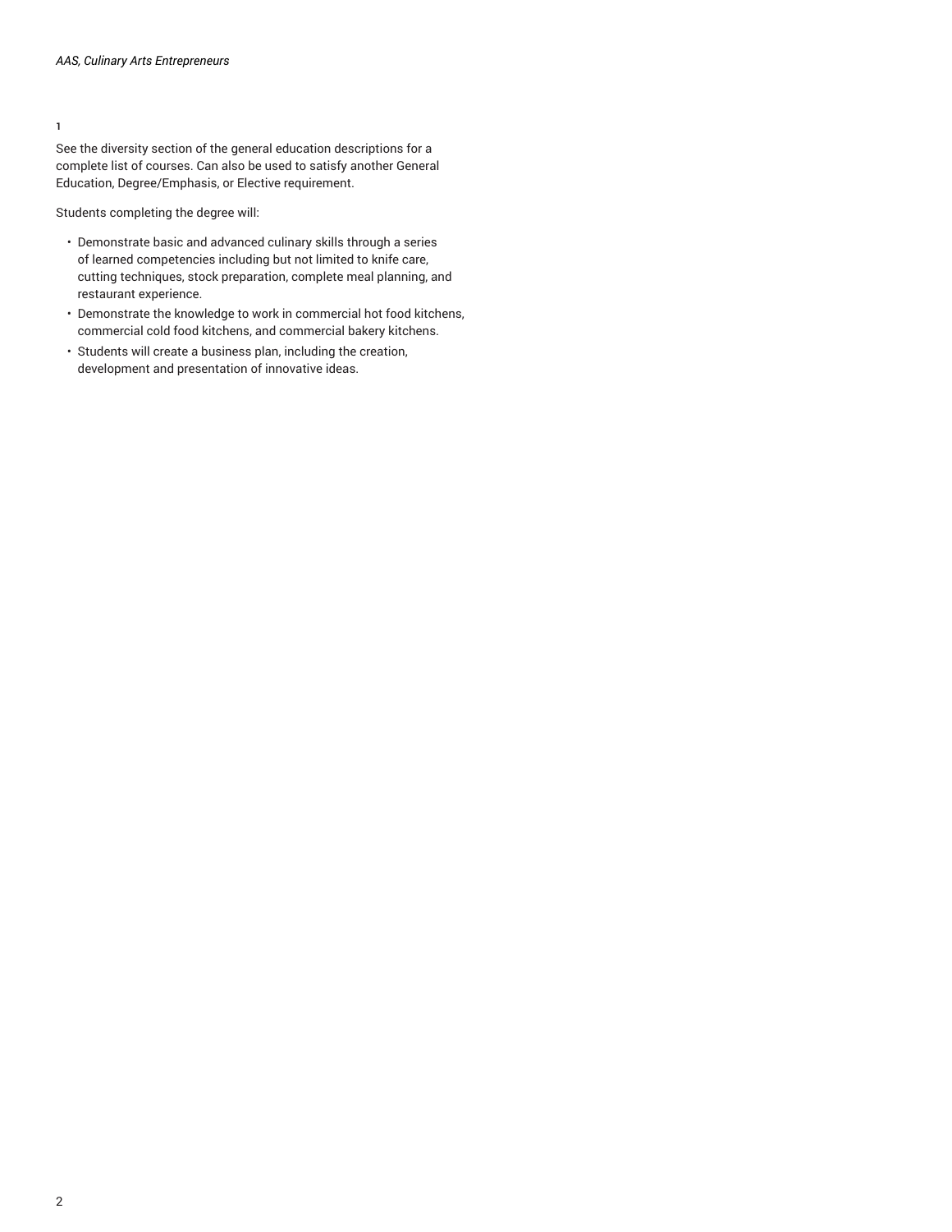1

See the diversity section of the general education descriptions for a complete list of courses. Can also be used to satisfy another General Education, Degree/Emphasis, or Elective requirement.

Students completing the degree will:

- Demonstrate basic and advanced culinary skills through a series of learned competencies including but not limited to knife care, cutting techniques, stock preparation, complete meal planning, and restaurant experience.
- Demonstrate the knowledge to work in commercial hot food kitchens, commercial cold food kitchens, and commercial bakery kitchens.
- Students will create a business plan, including the creation, development and presentation of innovative ideas.